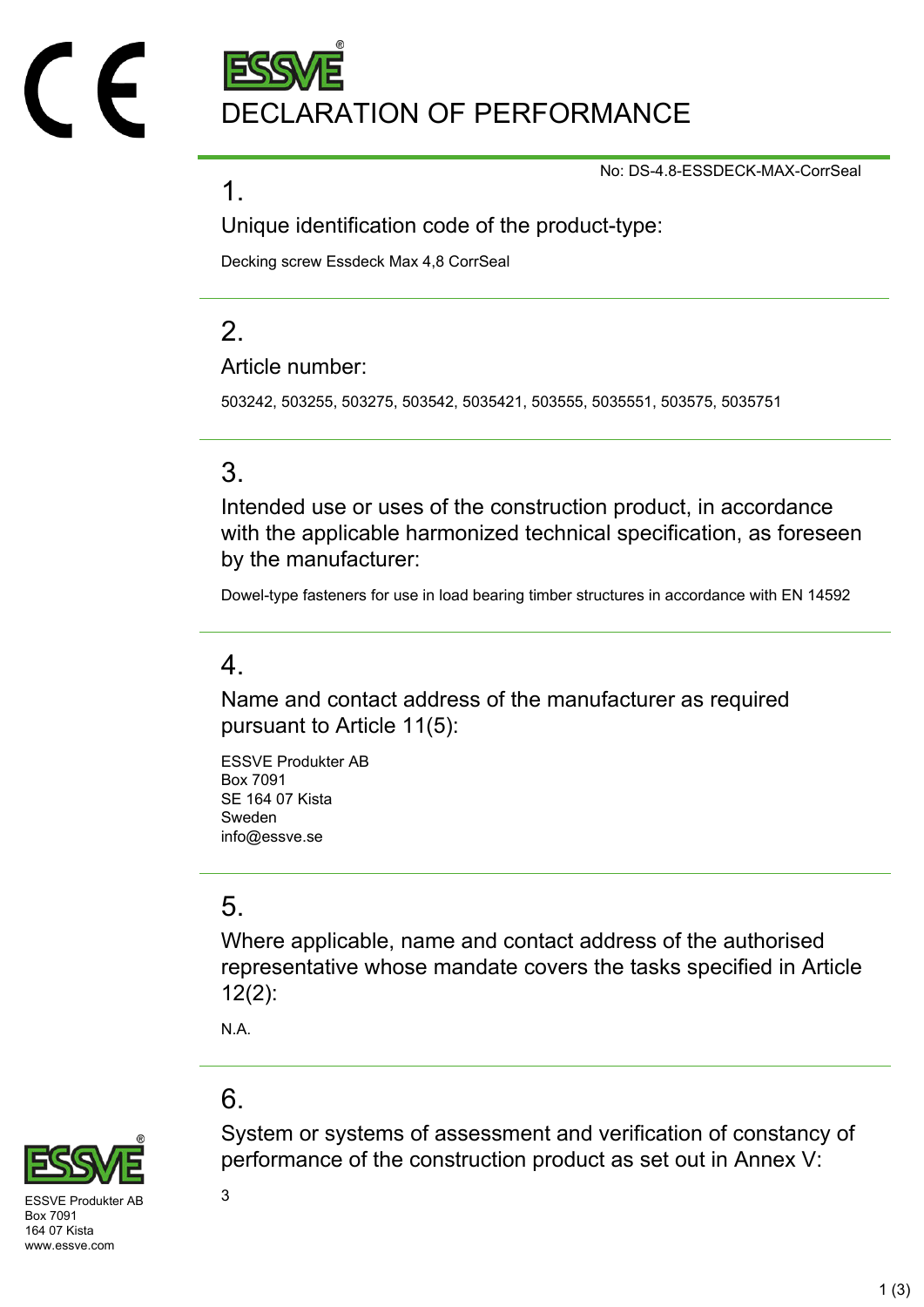# DECLARATION OF PERFORMANCE

No: DS-4.8-ESSDECK-MAX-CorrSeal

## 1.

### Unique identification code of the product-type:

Decking screw Essdeck Max 4,8 CorrSeal

## 2.

### Article number:

503242, 503255, 503275, 503542, 5035421, 503555, 5035551, 503575, 5035751

## 3.

### Intended use or uses of the construction product, in accordance with the applicable harmonized technical specification, as foreseen by the manufacturer:

Dowel-type fasteners for use in load bearing timber structures in accordance with EN 14592

## 4.

### Name and contact address of the manufacturer as required pursuant to Article 11(5):

ESSVE Produkter AB
Box 7091
SE 164 07 Kista
Sweden
info@essve.se

## 5.

### Where applicable, name and contact address of the authorised representative whose mandate covers the tasks specified in Article 12(2):

N.A.

## 6.

### System or systems of assessment and verification of constancy of performance of the construction product as set out in Annex V:

3

ESSVE Produkter AB
Box 7091
164 07 Kista
www.essve.com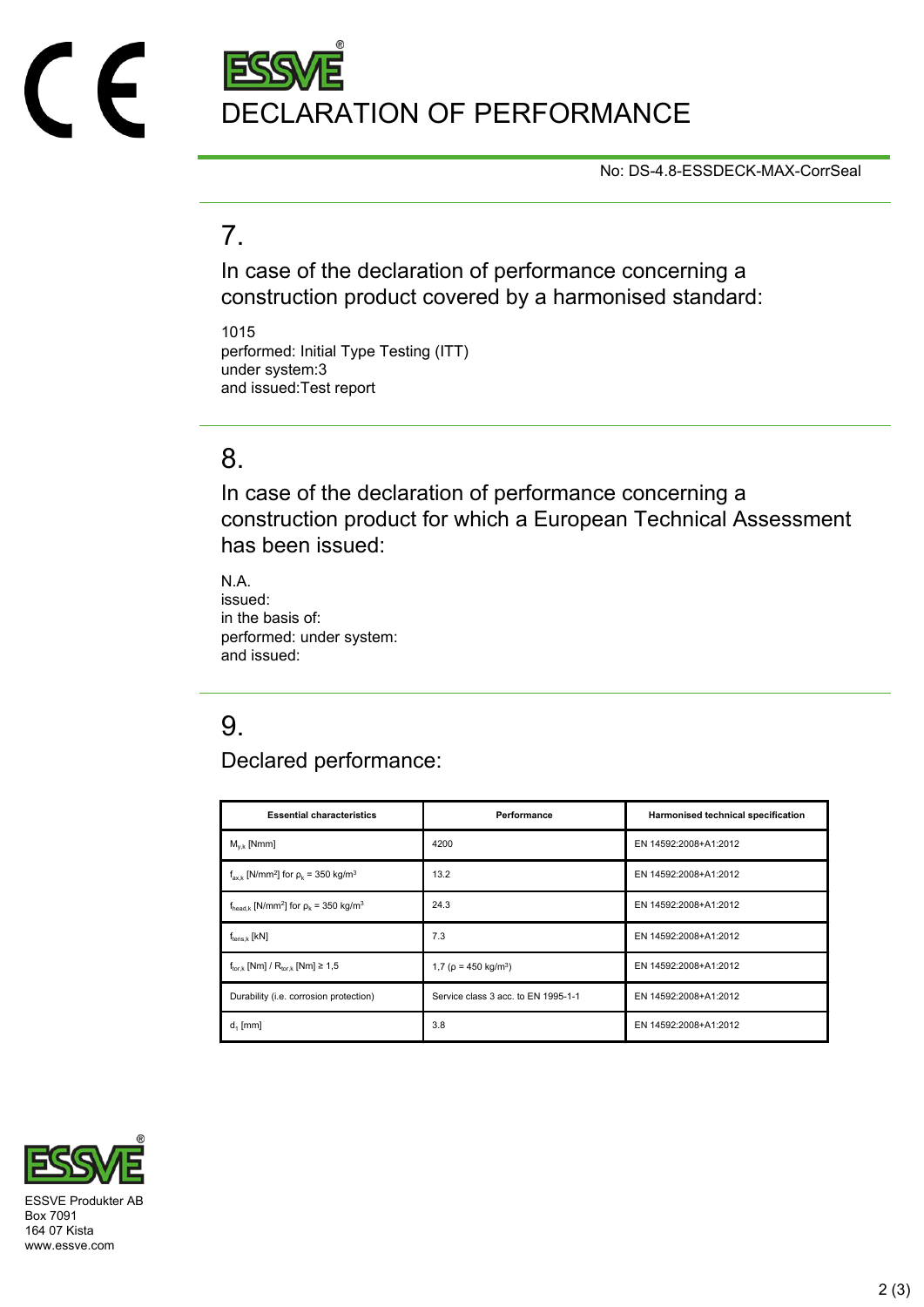# DECLARATION OF PERFORMANCE

No: DS-4.8-ESSDECK-MAX-CorrSeal

## 7.

In case of the declaration of performance concerning a construction product covered by a harmonised standard:

1015
performed: Initial Type Testing (ITT)
under system:3
and issued:Test report

## 8.

In case of the declaration of performance concerning a construction product for which a European Technical Assessment has been issued:

N.A.
issued:
in the basis of:
performed: under system:
and issued:

## 9.

Declared performance:

| Essential characteristics | Performance | Harmonised technical specification |
|---|---|---|
| $M_{y,k}$ [Nmm] | 4200 | EN 14592:2008+A1:2012 |
| $f_{ax,k}$ [N/mm$^2$] for $\rho_k$ = 350 kg/m$^3$ | 13.2 | EN 14592:2008+A1:2012 |
| $f_{head,k}$ [N/mm$^2$] for $\rho_k$ = 350 kg/m$^3$ | 24.3 | EN 14592:2008+A1:2012 |
| $f_{tens,k}$ [kN] | 7.3 | EN 14592:2008+A1:2012 |
| $f_{tor,k}$ [Nm] / $R_{tor,k}$ [Nm] ≥ 1,5 | 1,7 ($\rho$ = 450 kg/m$^3$) | EN 14592:2008+A1:2012 |
| Durability (i.e. corrosion protection) | Service class 3 acc. to EN 1995-1-1 | EN 14592:2008+A1:2012 |
| $d_1$ [mm] | 3.8 | EN 14592:2008+A1:2012 |

ESSVE Produkter AB
Box 7091
164 07 Kista
www.essve.com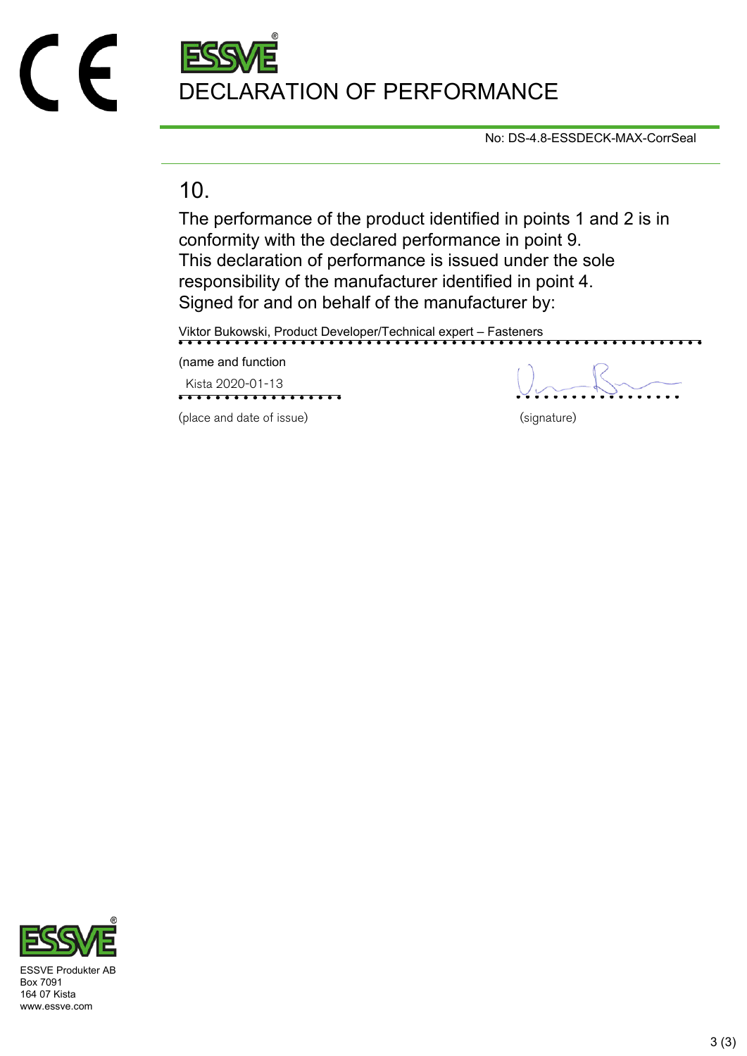# DECLARATION OF PERFORMANCE

No: DS-4.8-ESSDECK-MAX-CorrSeal

## 10.

The performance of the product identified in points 1 and 2 is in conformity with the declared performance in point 9.
This declaration of performance is issued under the sole responsibility of the manufacturer identified in point 4.
Signed for and on behalf of the manufacturer by:

Viktor Bukowski, Product Developer/Technical expert – Fasteners

(name and function

Kista 2020-01-13

(place and date of issue)

(signature)

ESSVE Produkter AB
Box 7091
164 07 Kista
www.essve.com